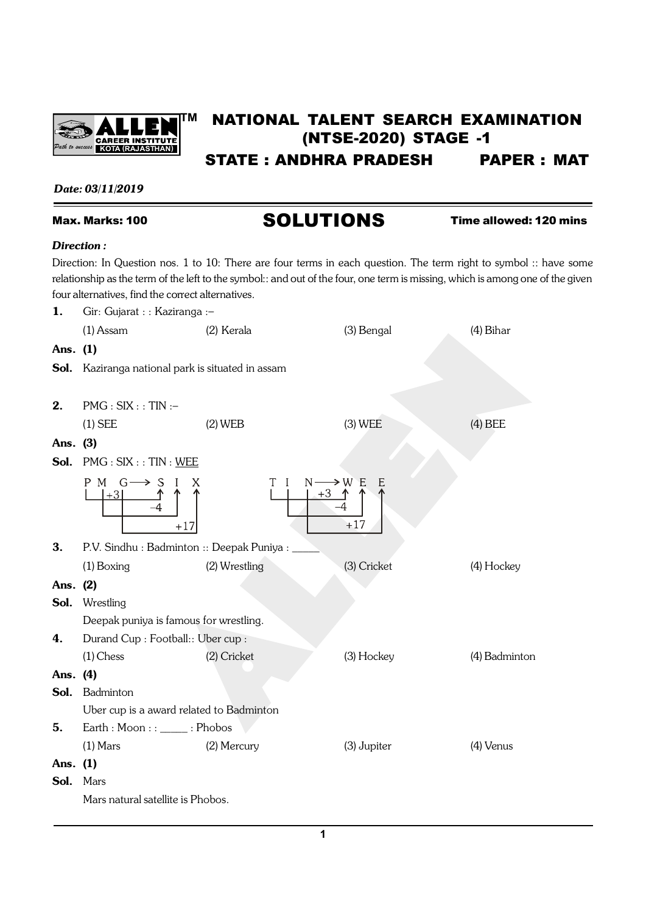# NATIONAL TALENT SEARCH EXAMINATION (NTSE-2020) STAGE -1

## STATE : ANDHRA PRADESH PAPER : MAT

*Date: 03/11/2019*

**Max. Marks: 100** **SOLUTIONS** **Time allowed: 120 mins**

***Direction :***

Direction: In Question nos. 1 to 10: There are four terms in each question. The term right to symbol :: have some relationship as the term of the left to the symbol:: and out of the four, one term is missing, which is among one of the given four alternatives, find the correct alternatives.

**1.** Gir: Gujarat : : Kaziranga :–

(1) Assam (2) Kerala (3) Bengal (4) Bihar

**Ans. (1)**

**Sol.** Kaziranga national park is situated in assam

**2.** PMG : SIX : : TIN :–

(1) SEE (2) WEB (3) WEE (4) BEE

**Ans. (3)**

**Sol.** PMG : SIX : : TIN : <u>WEE</u>

P M G → S I X (P +3 → S, M −4 → I, G +17 → X)

T I N → W E E (T +3 → W, I −4 → E, N +17 → E)

**3.** P.V. Sindhu : Badminton :: Deepak Puniya : _____

(1) Boxing (2) Wrestling (3) Cricket (4) Hockey

**Ans. (2)**

**Sol.** Wrestling

Deepak puniya is famous for wrestling.

**4.** Durand Cup : Football:: Uber cup :

(1) Chess (2) Cricket (3) Hockey (4) Badminton

**Ans. (4)**

**Sol.** Badminton

Uber cup is a award related to Badminton

**5.** Earth : Moon : : _____ : Phobos

(1) Mars (2) Mercury (3) Jupiter (4) Venus

**Ans. (1)**

**Sol.** Mars

Mars natural satellite is Phobos.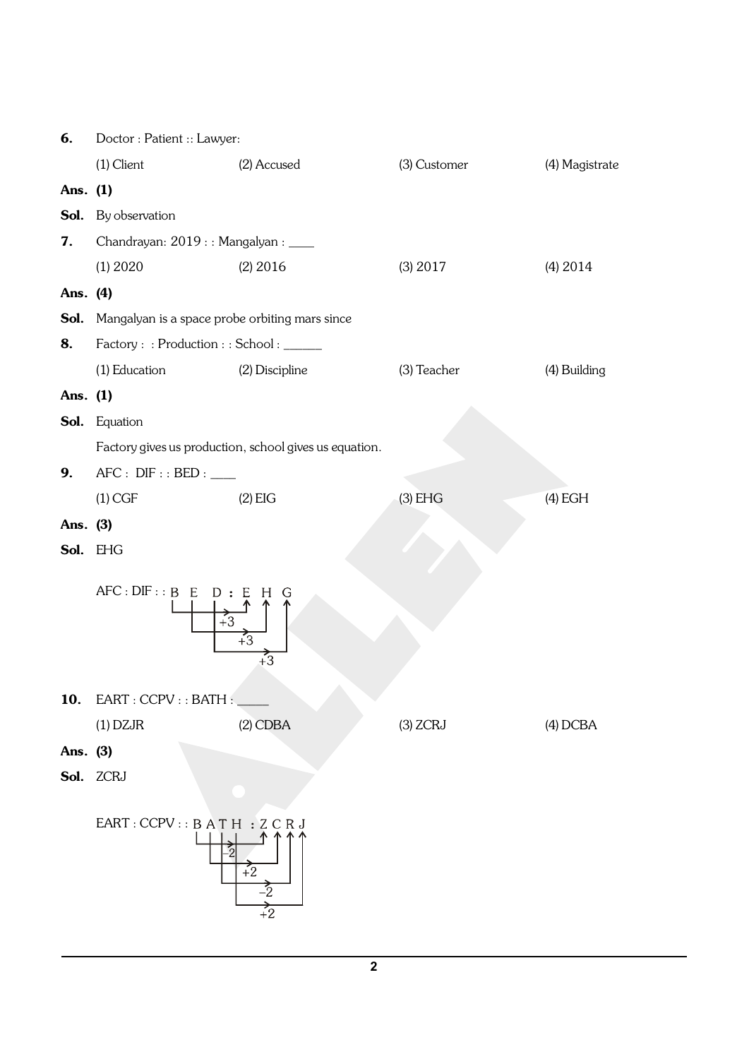**6.** Doctor : Patient :: Lawyer:

(1) Client (2) Accused (3) Customer (4) Magistrate

**Ans.** **(1)**

**Sol.** By observation

**7.** Chandrayan: 2019 : : Mangalyan : ____

(1) 2020 (2) 2016 (3) 2017 (4) 2014

**Ans.** **(4)**

**Sol.** Mangalyan is a space probe orbiting mars since

**8.** Factory : : Production : : School : ______

(1) Education (2) Discipline (3) Teacher (4) Building

**Ans.** **(1)**

**Sol.** Equation

Factory gives us production, school gives us equation.

**9.** AFC : DIF : : BED : ____

(1) CGF (2) EIG (3) EHG (4) EGH

**Ans.** **(3)**

**Sol.** EHG

AFC : DIF : : B E D : E H G

B → E (+3), E → H (+3), D → G (+3)

**10.** EART : CCPV : : BATH : _____

(1) DZJR (2) CDBA (3) ZCRJ (4) DCBA

**Ans.** **(3)**

**Sol.** ZCRJ

EART : CCPV : : B A T H : Z C R J

B → Z (−2), A → C (+2), T → R (−2), H → J (+2)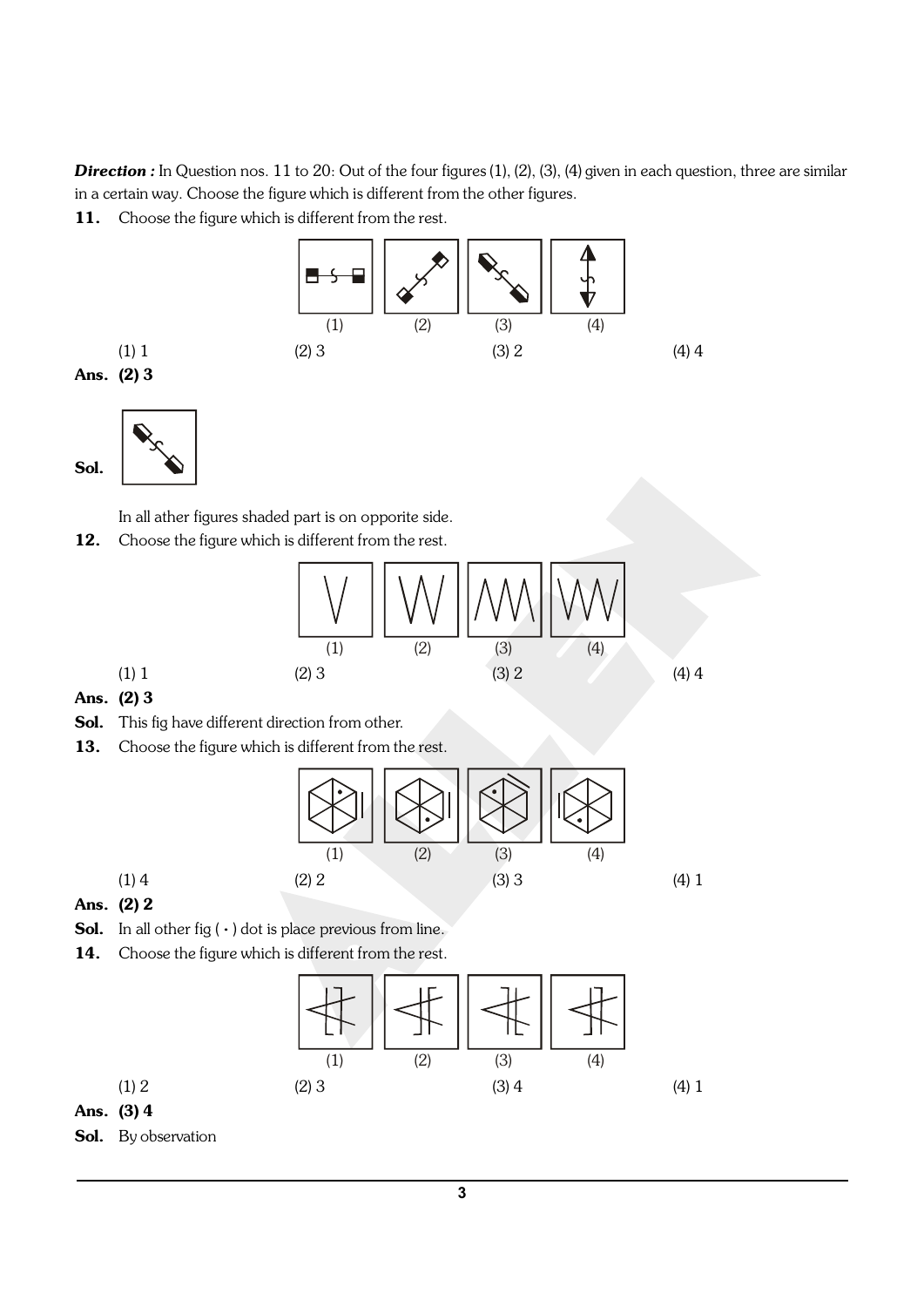***Direction :*** In Question nos. 11 to 20: Out of the four figures (1), (2), (3), (4) given in each question, three are similar in a certain way. Choose the figure which is different from the other figures.

**11.** Choose the figure which is different from the rest.

(1) 1 (2) 3 (3) 2 (4) 4

**Ans. (2) 3**

**Sol.**

In all ather figures shaded part is on opporite side.

**12.** Choose the figure which is different from the rest.

(1) 1 (2) 3 (3) 2 (4) 4

**Ans. (2) 3**

**Sol.** This fig have different direction from other.

**13.** Choose the figure which is different from the rest.

(1) 4 (2) 2 (3) 3 (4) 1

**Ans. (2) 2**

**Sol.** In all other fig ( • ) dot is place previous from line.

**14.** Choose the figure which is different from the rest.

(1) 2 (2) 3 (3) 4 (4) 1

**Ans. (3) 4**

**Sol.** By observation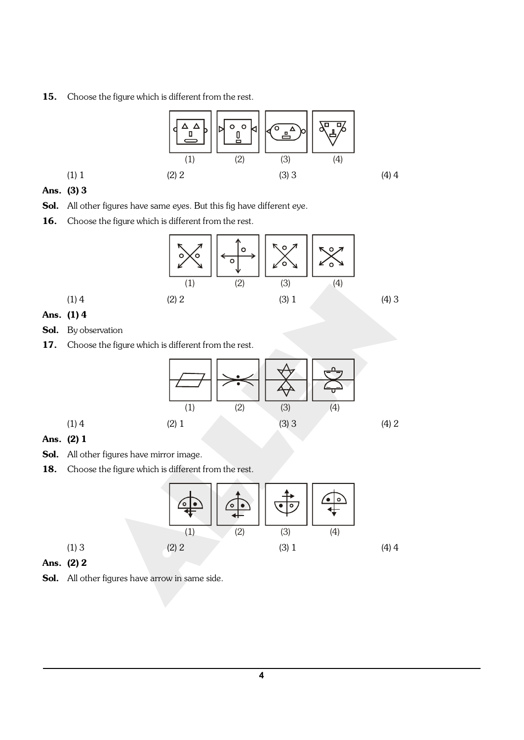**15.** Choose the figure which is different from the rest.

(1) &nbsp;&nbsp;&nbsp;&nbsp; (2) &nbsp;&nbsp;&nbsp;&nbsp; (3) &nbsp;&nbsp;&nbsp;&nbsp; (4)

(1) 1 &nbsp;&nbsp;&nbsp;&nbsp; (2) 2 &nbsp;&nbsp;&nbsp;&nbsp; (3) 3 &nbsp;&nbsp;&nbsp;&nbsp; (4) 4

**Ans. (3) 3**

**Sol.** All other figures have same eyes. But this fig have different eye.

**16.** Choose the figure which is different from the rest.

(1) &nbsp;&nbsp;&nbsp;&nbsp; (2) &nbsp;&nbsp;&nbsp;&nbsp; (3) &nbsp;&nbsp;&nbsp;&nbsp; (4)

(1) 4 &nbsp;&nbsp;&nbsp;&nbsp; (2) 2 &nbsp;&nbsp;&nbsp;&nbsp; (3) 1 &nbsp;&nbsp;&nbsp;&nbsp; (4) 3

**Ans. (1) 4**

**Sol.** By observation

**17.** Choose the figure which is different from the rest.

(1) &nbsp;&nbsp;&nbsp;&nbsp; (2) &nbsp;&nbsp;&nbsp;&nbsp; (3) &nbsp;&nbsp;&nbsp;&nbsp; (4)

(1) 4 &nbsp;&nbsp;&nbsp;&nbsp; (2) 1 &nbsp;&nbsp;&nbsp;&nbsp; (3) 3 &nbsp;&nbsp;&nbsp;&nbsp; (4) 2

**Ans. (2) 1**

**Sol.** All other figures have mirror image.

**18.** Choose the figure which is different from the rest.

(1) &nbsp;&nbsp;&nbsp;&nbsp; (2) &nbsp;&nbsp;&nbsp;&nbsp; (3) &nbsp;&nbsp;&nbsp;&nbsp; (4)

(1) 3 &nbsp;&nbsp;&nbsp;&nbsp; (2) 2 &nbsp;&nbsp;&nbsp;&nbsp; (3) 1 &nbsp;&nbsp;&nbsp;&nbsp; (4) 4

**Ans. (2) 2**

**Sol.** All other figures have arrow in same side.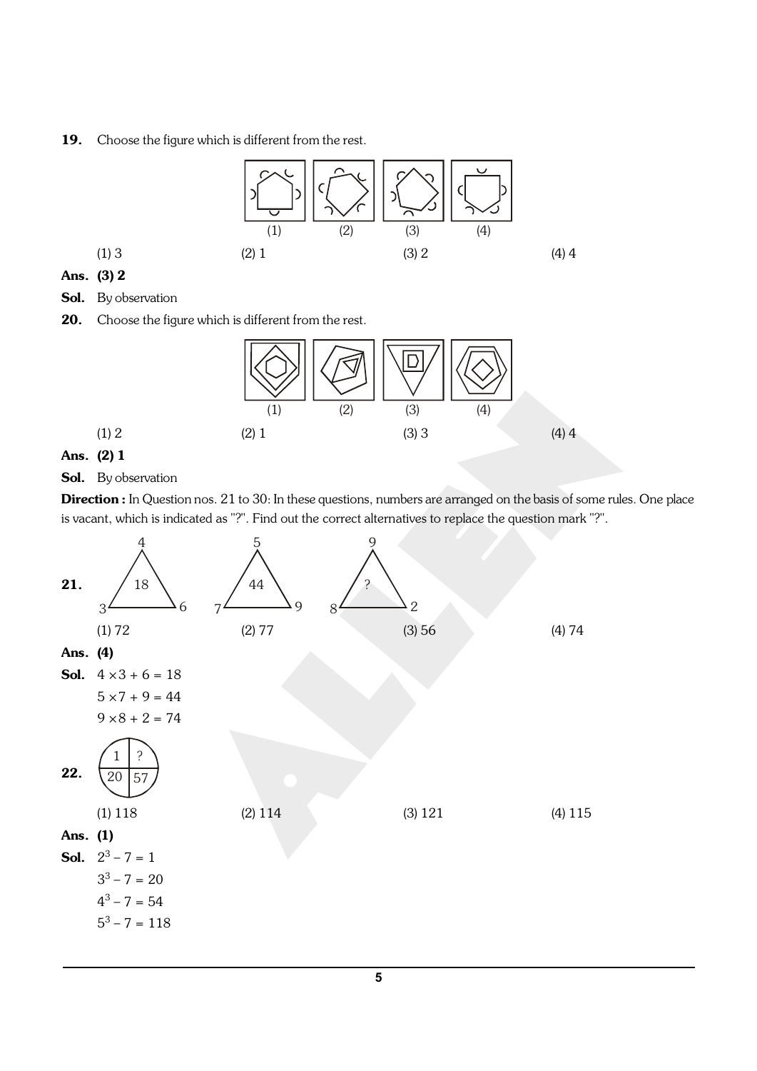**19.** Choose the figure which is different from the rest.

(1) 3 (2) 1 (3) 2 (4) 4

**Ans. (3) 2**

**Sol.** By observation

**20.** Choose the figure which is different from the rest.

(1) 2 (2) 1 (3) 3 (4) 4

**Ans. (2) 1**

**Sol.** By observation

**Direction :** In Question nos. 21 to 30: In these questions, numbers are arranged on the basis of some rules. One place is vacant, which is indicated as "?". Find out the correct alternatives to replace the question mark "?".

**21.** Triangles: (top 4, left 3, right 6, centre 18); (top 5, left 7, right 9, centre 44); (top 9, left 8, right 2, centre ?)

(1) 72 (2) 77 (3) 56 (4) 74

**Ans. (4)**

**Sol.** $4 \times 3 + 6 = 18$

$5 \times 7 + 9 = 44$

$9 \times 8 + 2 = 74$

**22.** Circle: 1 | ? / 20 | 57

(1) 118 (2) 114 (3) 121 (4) 115

**Ans. (1)**

**Sol.** $2^3 - 7 = 1$

$3^3 - 7 = 20$

$4^3 - 7 = 54$

$5^3 - 7 = 118$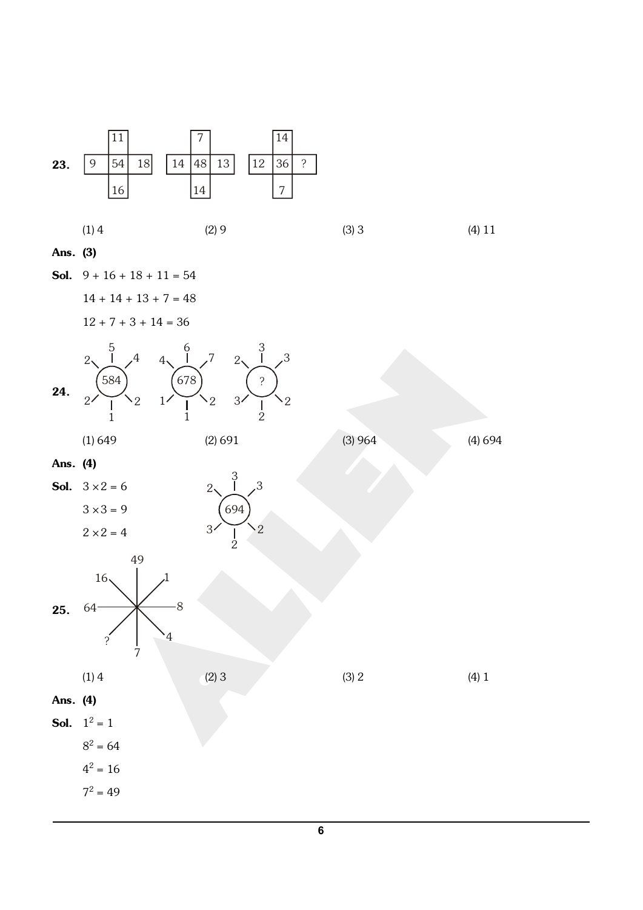**23.**

| | 11 | |
|---|---|---|
| 9 | 54 | 18 |
| | 16 | |

| | 7 | |
|---|---|---|
| 14 | 48 | 13 |
| | 14 | |

| | 14 | |
|---|---|---|
| 12 | 36 | ? |
| | 7 | |

(1) 4 (2) 9 (3) 3 (4) 11

**Ans.** **(3)**

**Sol.** 9 + 16 + 18 + 11 = 54

14 + 14 + 13 + 7 = 48

12 + 7 + 3 + 14 = 36

**24.** Circles with centre numbers 584, 678 and ?, each surrounded by six numbers:
- 584: 5, 4, 2, 1, 2, 2
- 678: 6, 7, 2, 1, 1, 4
- ?: 3, 3, 2, 2, 3, 2

(1) 649 (2) 691 (3) 964 (4) 694

**Ans.** **(4)**

**Sol.** $3 \times 2 = 6$

$3 \times 3 = 9$

$2 \times 2 = 4$

694 (surrounded by 3, 3, 2, 2, 3, 2)

**25.** Lines radiating from a centre with numbers: 49, 1, 8, 4, 7, ?, 64, 16

(1) 4 (2) 3 (3) 2 (4) 1

**Ans.** **(4)**

**Sol.** $1^2 = 1$

$8^2 = 64$

$4^2 = 16$

$7^2 = 49$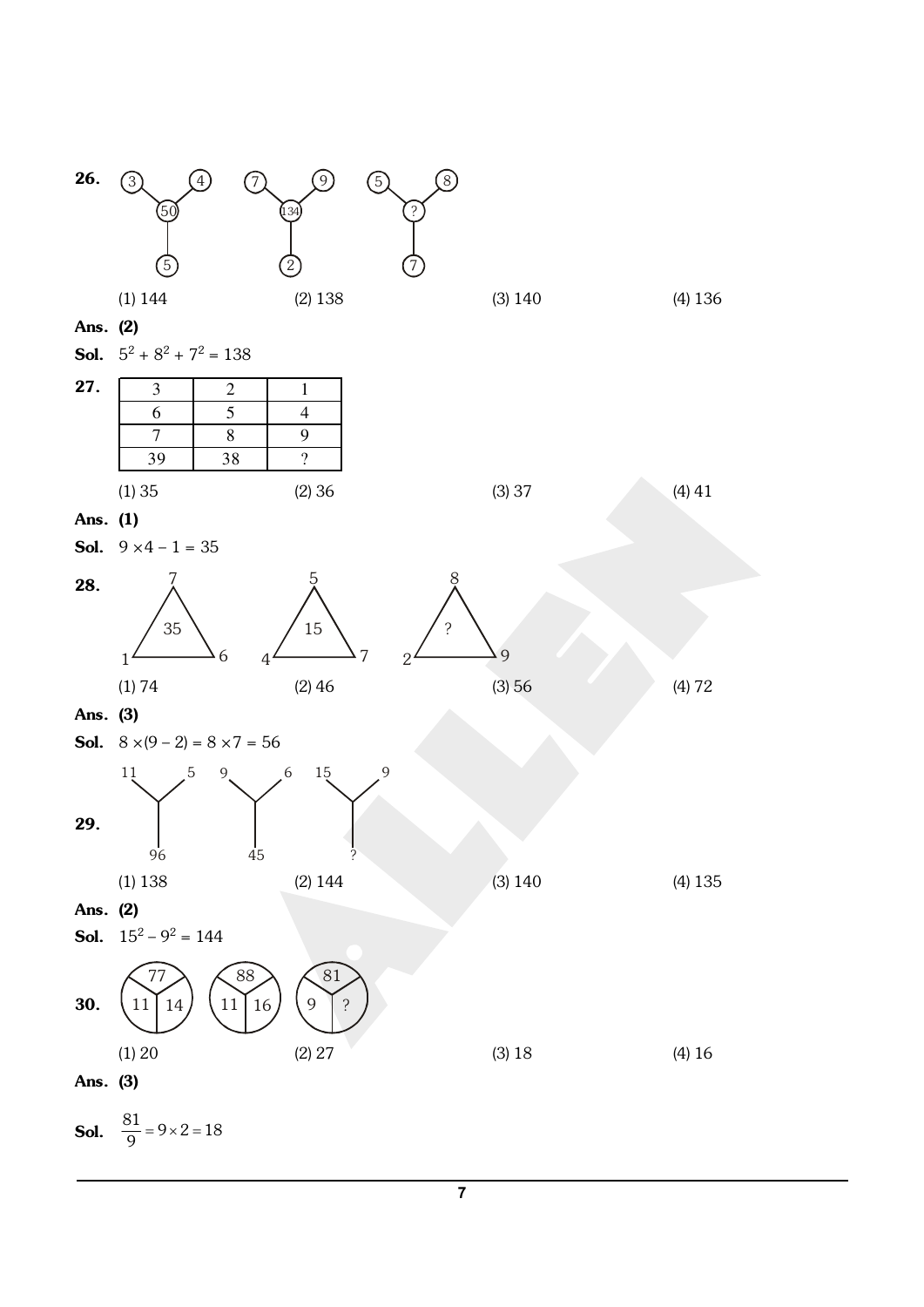**26.** 

Figure 1: 3, 4, 5 with 50 in center
Figure 2: 7, 9, 2 with 134 in center
Figure 3: 5, 8, 7 with ? in center

(1) 144 (2) 138 (3) 140 (4) 136

**Ans. (2)**

**Sol.** $5^2 + 8^2 + 7^2 = 138$

**27.**

| 3 | 2 | 1 |
|---|---|---|
| 6 | 5 | 4 |
| 7 | 8 | 9 |
| 39 | 38 | ? |

(1) 35 (2) 36 (3) 37 (4) 41

**Ans. (1)**

**Sol.** $9 \times 4 - 1 = 35$

**28.**

Triangle 1: 7 (top), 1 (left), 6 (right), 35 (inside)
Triangle 2: 5 (top), 4 (left), 7 (right), 15 (inside)
Triangle 3: 8 (top), 2 (left), 9 (right), ? (inside)

(1) 74 (2) 46 (3) 56 (4) 72

**Ans. (3)**

**Sol.** $8 \times (9 - 2) = 8 \times 7 = 56$

**29.**

Figure 1: 11, 5, 96
Figure 2: 9, 6, 45
Figure 3: 15, 9, ?

(1) 138 (2) 144 (3) 140 (4) 135

**Ans. (2)**

**Sol.** $15^2 - 9^2 = 144$

**30.**

Circle 1: 77 (top), 11, 14
Circle 2: 88 (top), 11, 16
Circle 3: 81 (top), 9, ?

(1) 20 (2) 27 (3) 18 (4) 16

**Ans. (3)**

**Sol.** $\frac{81}{9} = 9 \times 2 = 18$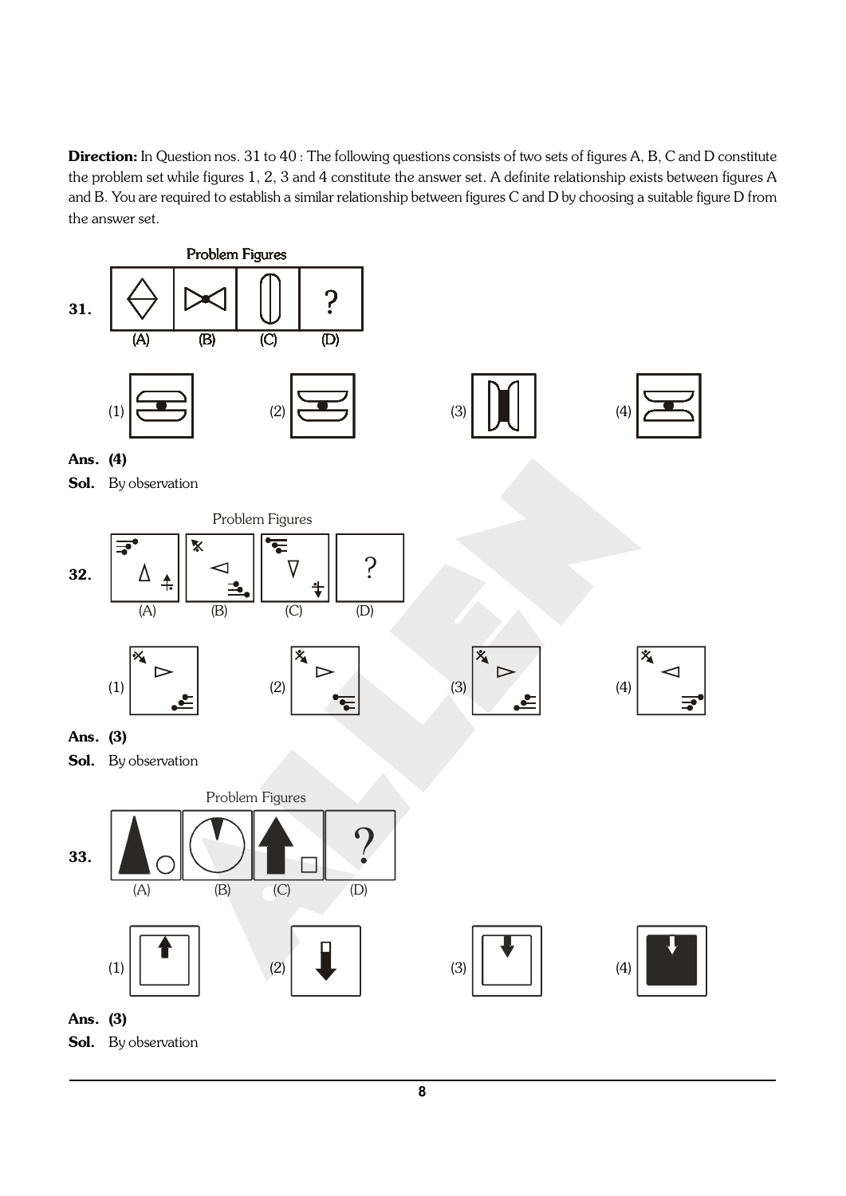**Direction:** In Question nos. 31 to 40 : The following questions consists of two sets of figures A, B, C and D constitute the problem set while figures 1, 2, 3 and 4 constitute the answer set. A definite relationship exists between figures A and B. You are required to establish a similar relationship between figures C and D by choosing a suitable figure D from the answer set.

**31.** Problem Figures

(A) (B) (C) (D)

(1) (2) (3) (4)

**Ans. (4)**

**Sol.** By observation

**32.** Problem Figures

(A) (B) (C) (D)

(1) (2) (3) (4)

**Ans. (3)**

**Sol.** By observation

**33.** Problem Figures

(A) (B) (C) (D)

(1) (2) (3) (4)

**Ans. (3)**

**Sol.** By observation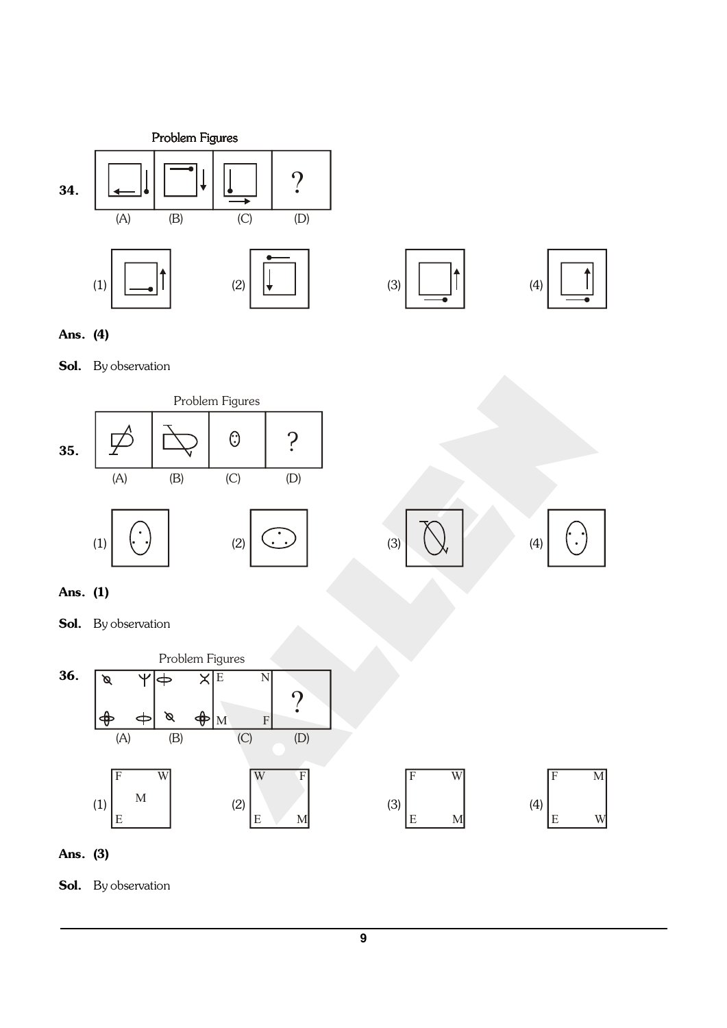**34.**

Problem Figures

(A) (B) (C) (D) ?

(1) (2) (3) (4)

**Ans. (4)**

**Sol.** By observation

**35.**

Problem Figures

(A) (B) (C) (D) ?

(1) (2) (3) (4)

**Ans. (1)**

**Sol.** By observation

**36.**

Problem Figures

| (A) | (B) | (C) | (D) |
|---|---|---|---|
| | | E N<br>M F | ? |

(1) F W M E

(2) W F E M

(3) F W E M

(4) F M E W

**Ans. (3)**

**Sol.** By observation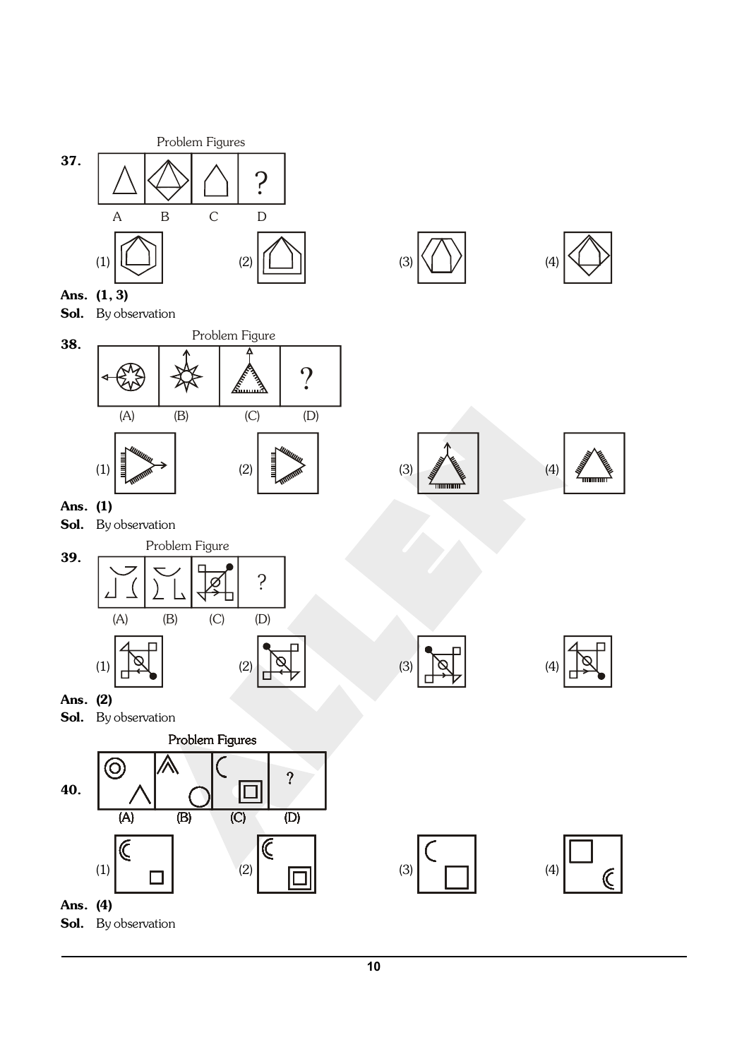**37.** Problem Figures

A B C D ?

(1) (2) (3) (4)

**Ans. (1, 3)**

**Sol.** By observation

**38.** Problem Figure

(A) (B) (C) (D) ?

(1) (2) (3) (4)

**Ans. (1)**

**Sol.** By observation

**39.** Problem Figure

(A) (B) (C) (D) ?

(1) (2) (3) (4)

**Ans. (2)**

**Sol.** By observation

**40.** Problem Figures

(A) (B) (C) (D) ?

(1) (2) (3) (4)

**Ans. (4)**

**Sol.** By observation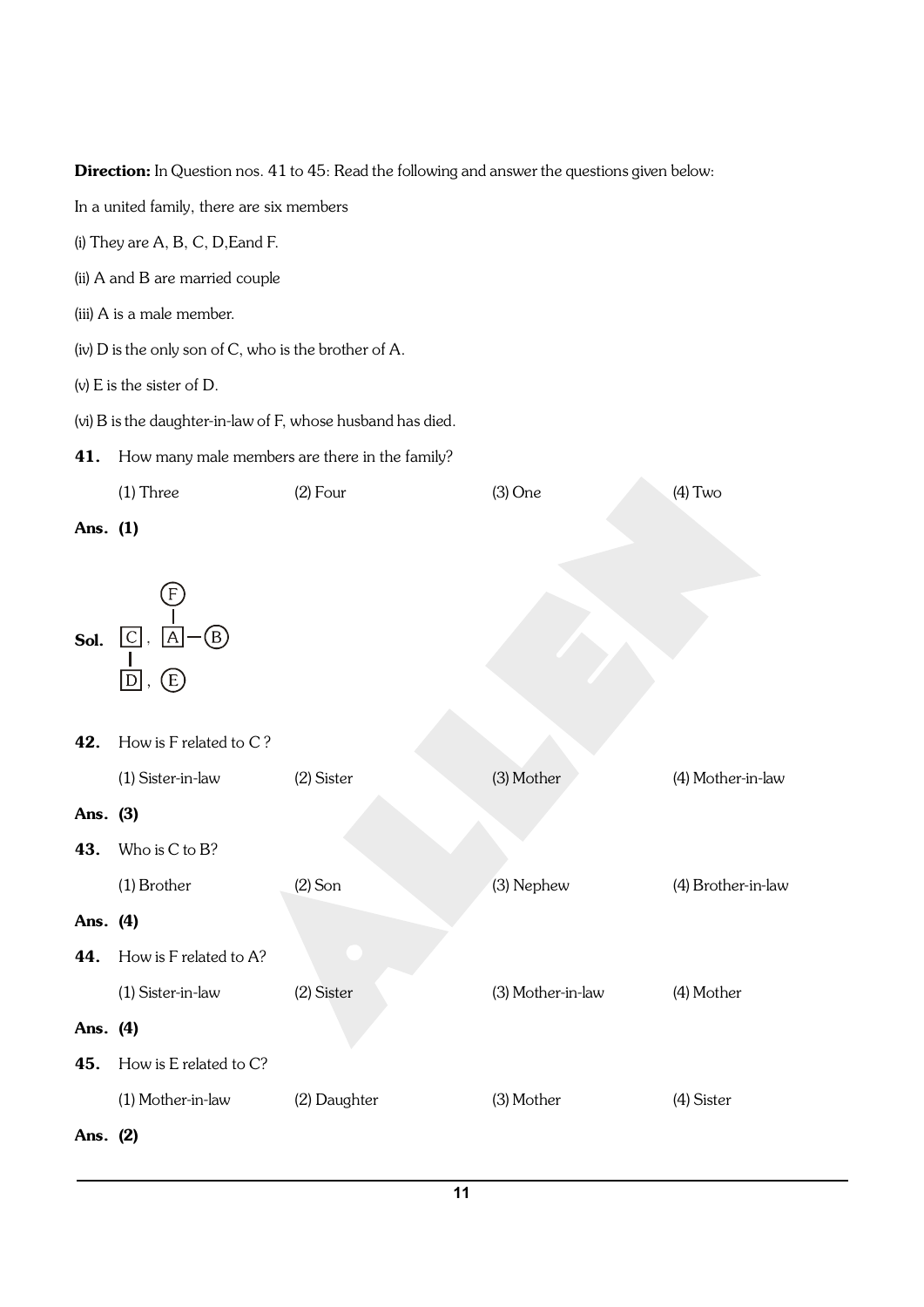**Direction:** In Question nos. 41 to 45: Read the following and answer the questions given below:

In a united family, there are six members

(i) They are A, B, C, D,Eand F.

(ii) A and B are married couple

(iii) A is a male member.

(iv) D is the only son of C, who is the brother of A.

(v) E is the sister of D.

(vi) B is the daughter-in-law of F, whose husband has died.

**41.** How many male members are there in the family?

(1) Three (2) Four (3) One (4) Two

**Ans. (1)**

**Sol.**

```
        (F)
         |
 [C] ,  [A] — (B)
  |
 [D] ,  (E)
```

**42.** How is F related to C ?

(1) Sister-in-law (2) Sister (3) Mother (4) Mother-in-law

**Ans. (3)**

**43.** Who is C to B?

(1) Brother (2) Son (3) Nephew (4) Brother-in-law

**Ans. (4)**

**44.** How is F related to A?

(1) Sister-in-law (2) Sister (3) Mother-in-law (4) Mother

**Ans. (4)**

**45.** How is E related to C?

(1) Mother-in-law (2) Daughter (3) Mother (4) Sister

**Ans. (2)**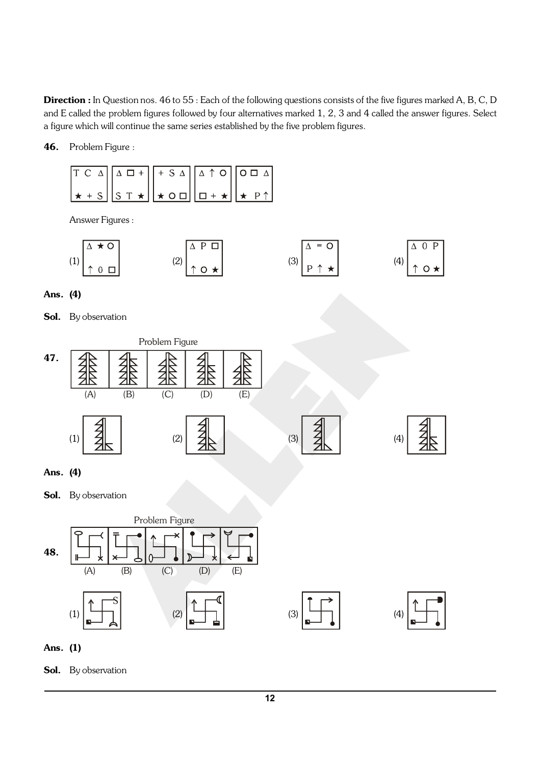**Direction :** In Question nos. 46 to 55 : Each of the following questions consists of the five figures marked A, B, C, D and E called the problem figures followed by four alternatives marked 1, 2, 3 and 4 called the answer figures. Select a figure which will continue the same series established by the five problem figures.

**46.** Problem Figure :

| T C Δ<br>★ + S | Δ □ +<br>S T ★ | + S Δ<br>★ O □ | Δ ↑ O<br>□ + ★ | O □ Δ<br>★ P ↑ |
|---|---|---|---|---|

Answer Figures :

| (1) | (2) | (3) | (4) |
|---|---|---|---|
| Δ ★ O<br>↑ 0 □ | Δ P □<br>↑ O ★ | Δ = O<br>P ↑ ★ | Δ 0 P<br>↑ O ★ |

**Ans. (4)**

**Sol.** By observation

**47.** Problem Figure

(A) (B) (C) (D) (E)

(1) (2) (3) (4)

**Ans. (4)**

**Sol.** By observation

**48.** Problem Figure

(A) (B) (C) (D) (E)

(1) (2) (3) (4)

**Ans. (1)**

**Sol.** By observation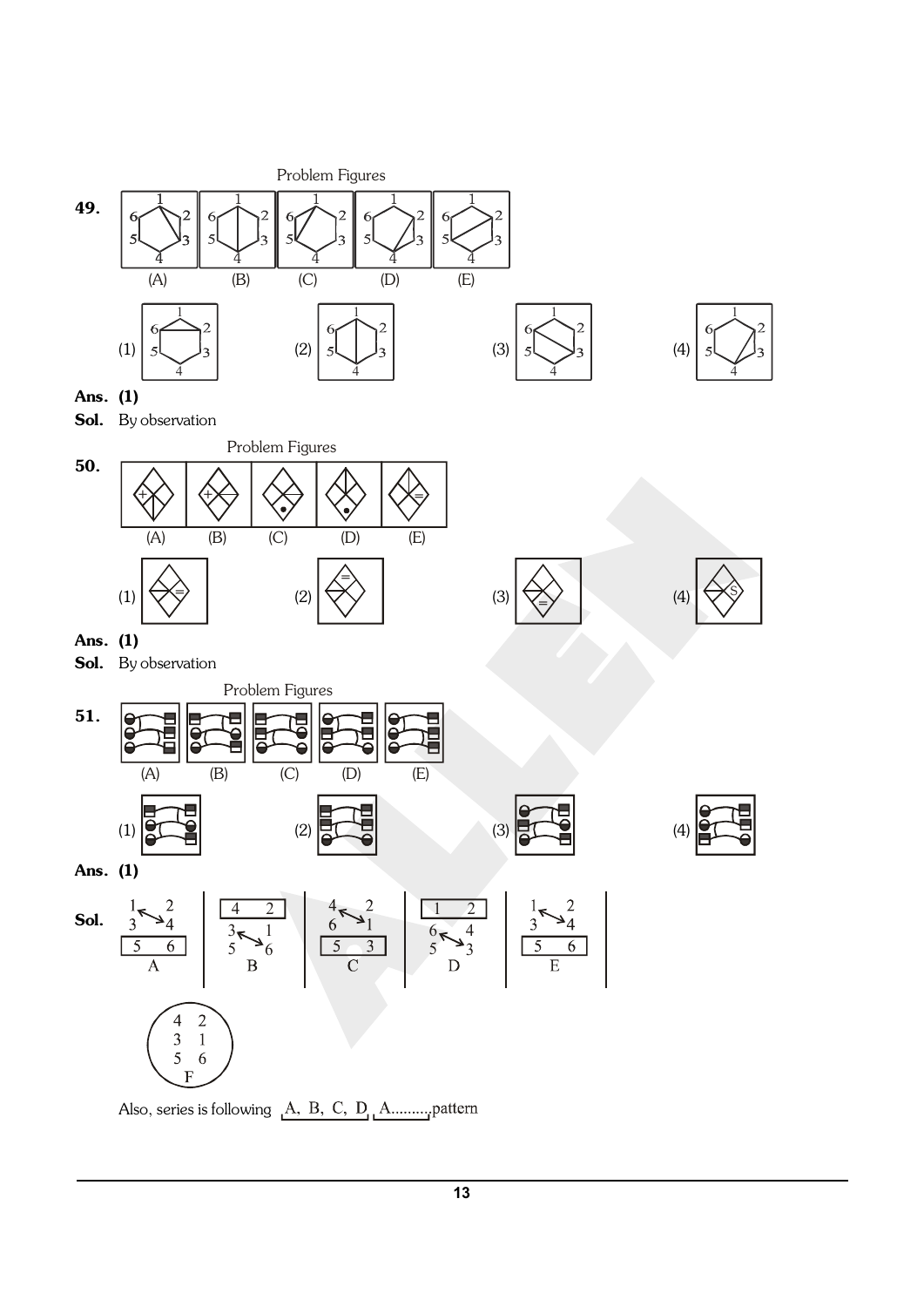Problem Figures

**49.**

(A) (B) (C) (D) (E)

(1) (2) (3) (4)

**Ans. (1)**

**Sol.** By observation

Problem Figures

**50.**

(A) (B) (C) (D) (E)

(1) (2) (3) (4)

**Ans. (1)**

**Sol.** By observation

Problem Figures

**51.**

(A) (B) (C) (D) (E)

(1) (2) (3) (4)

**Ans. (1)**

**Sol.**

| A | B | C | D | E |
|---|---|---|---|---|
| 1 ↔ 4, 2, 3; [5 6] | [4 2]; 3 ↔ 6, 1, 5 | 4 ↔ 1, 2, 6; [5 3] | [1 2]; 6 ↔ 3, 4, 5 | 1 ↔ 4, 2, 3; [5 6] |

F:

4 2
3 1
5 6

Also, series is following A, B, C, D, A..........pattern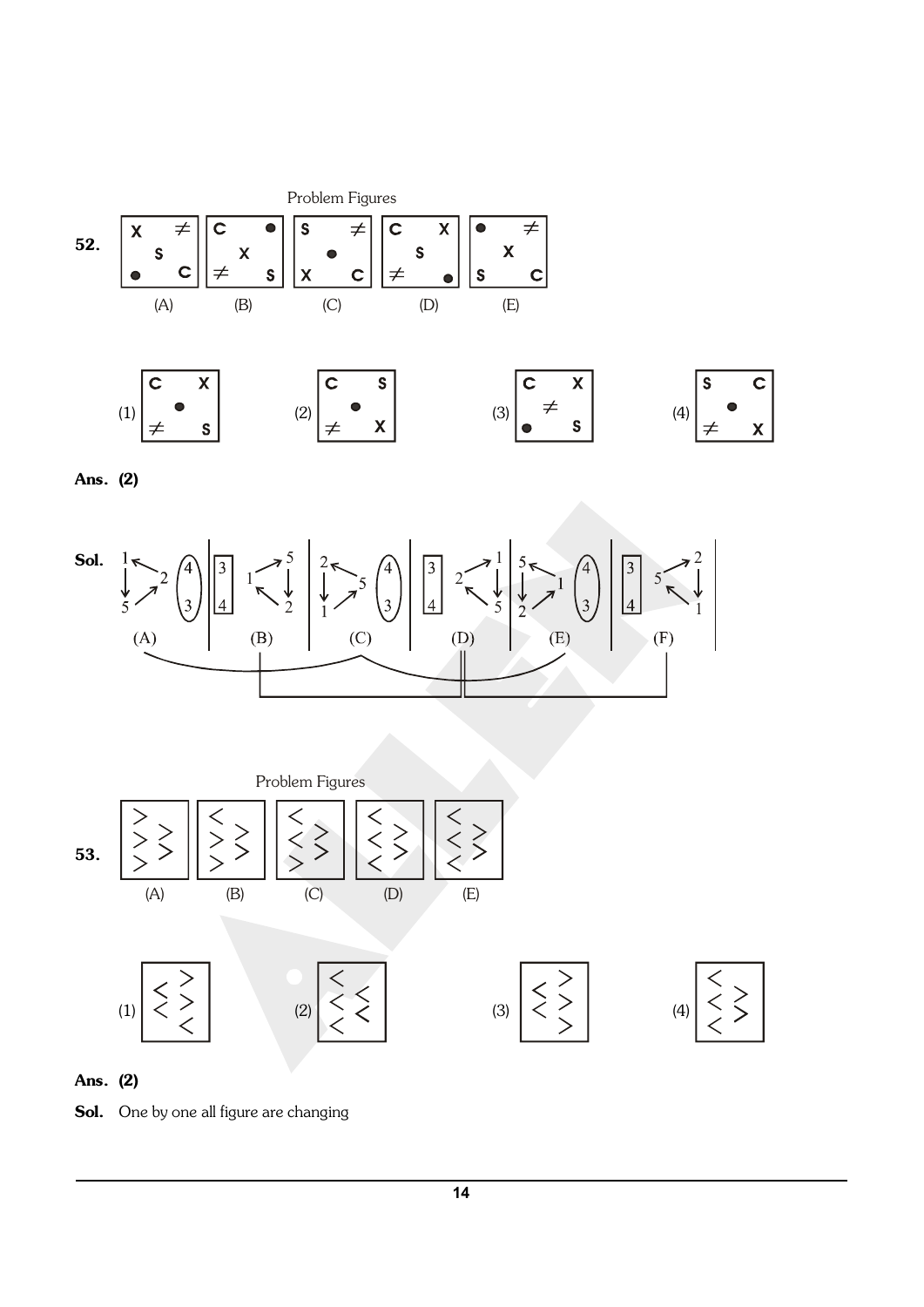**52.** Problem Figures

(A) (B) (C) (D) (E)

(1) (2) (3) (4)

**Ans. (2)**

**Sol.**

(A) (B) (C) (D) (E) (F)

**53.** Problem Figures

(A) (B) (C) (D) (E)

(1) (2) (3) (4)

**Ans. (2)**

**Sol.** One by one all figure are changing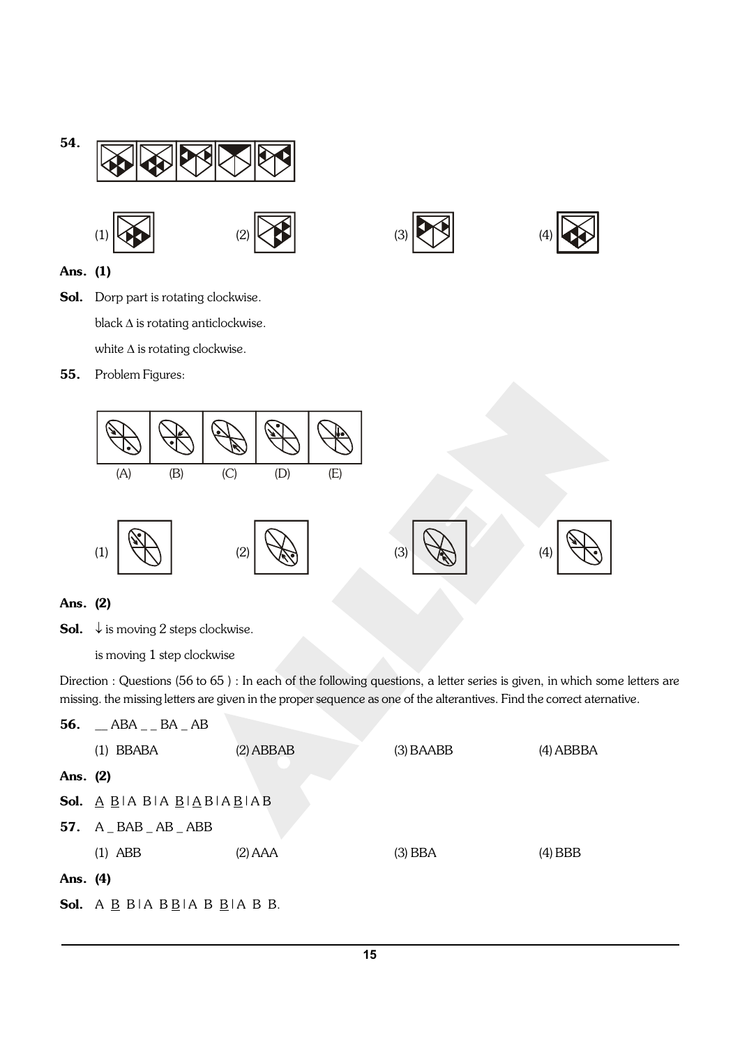**54.**

(1) (2) (3) (4)

**Ans.** **(1)**

**Sol.** Dorp part is rotating clockwise.

black Δ is rotating anticlockwise.

white Δ is rotating clockwise.

**55.** Problem Figures:

(A) (B) (C) (D) (E)

(1) (2) (3) (4)

**Ans.** **(2)**

**Sol.** ↓ is moving 2 steps clockwise.

is moving 1 step clockwise

Direction : Questions (56 to 65 ) : In each of the following questions, a letter series is given, in which some letters are missing. the missing letters are given in the proper sequence as one of the alterantives. Find the correct aternative.

**56.** __ ABA _ _ BA _ AB

(1) BBABA (2) ABBAB (3) BAABB (4) ABBBA

**Ans.** **(2)**

**Sol.** A B | A B | A B | A B | A B | A B

**57.** A _ BAB _ AB _ ABB

(1) ABB (2) AAA (3) BBA (4) BBB

**Ans.** **(4)**

**Sol.** A B B | A B B | A B B | A B B.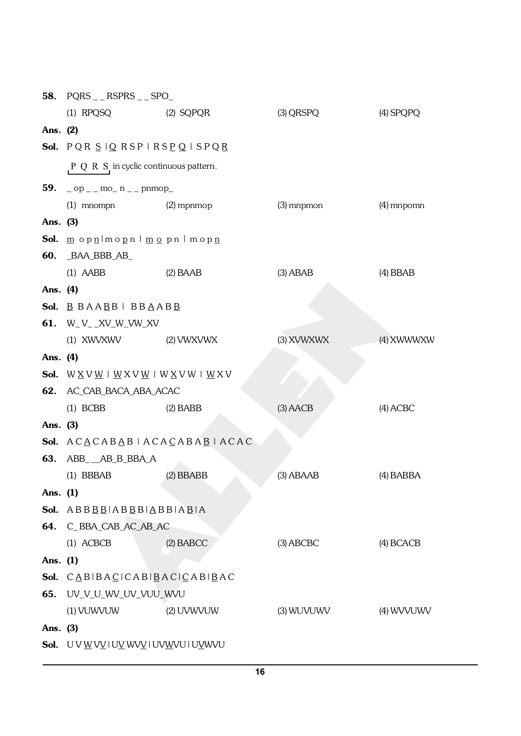**58.** PQRS _ _ RSPRS _ _ SPO_

(1) RPQSQ (2) SQPQR (3) QRSPQ (4) SPQPQ

**Ans. (2)**

**Sol.** P Q R S | Q R S P | R S P Q | S P Q R

P Q R S in cyclic continuous pattern.

**59.** _ op _ _ mo_ n _ _ pnmop_

(1) mnompn (2) mpnmop (3) mnpmon (4) mnpomn

**Ans. (3)**

**Sol.** m o p n | m o p n | m o p n | m o p n

**60.** _BAA_BBB_AB_

(1) AABB (2) BAAB (3) ABAB (4) BBAB

**Ans. (4)**

**Sol.** B B A A B B | B B A A B B

**61.** W_V_ _XV_W_VW_XV

(1) XWVXWV (2) VWXVWX (3) XVWXWX (4) XWWWXW

**Ans. (4)**

**Sol.** W X V W | W X V W | W X V W | W X V

**62.** AC_CAB_BACA_ABA_ACAC

(1) BCBB (2) BABB (3) AACB (4) ACBC

**Ans. (3)**

**Sol.** A C A C A B A B | A C A C A B A B | A C A C

**63.** ABB_ _AB_B_BBA_A

(1) BBBAB (2) BBABB (3) ABAAB (4) BABBA

**Ans. (1)**

**Sol.** A B B B B | A B B B | A B B | A B | A

**64.** C_BBA_CAB_AC_AB_AC

(1) ACBCB (2) BABCC (3) ABCBC (4) BCACB

**Ans. (1)**

**Sol.** C A B | B A C | C A B | B A C | C A B | B A C

**65.** UV_V_U_WV_UV_VUU_WVU

(1) VUWVUW (2) UVWVUW (3) WUVUWV (4) WVVUWV

**Ans. (3)**

**Sol.** U V W V V | U V W V V | U V W V U | U V W V U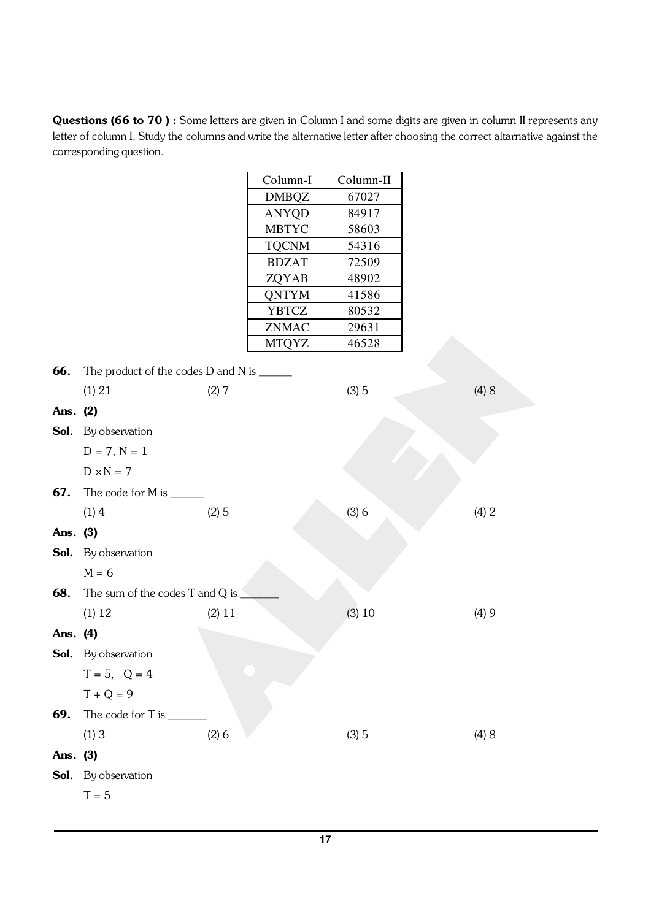**Questions (66 to 70 ) :** Some letters are given in Column I and some digits are given in column II represents any letter of column I. Study the columns and write the alternative letter after choosing the correct altarnative against the corresponding question.

| Column-I | Column-II |
|---|---|
| DMBQZ | 67027 |
| ANYQD | 84917 |
| MBTYC | 58603 |
| TQCNM | 54316 |
| BDZAT | 72509 |
| ZQYAB | 48902 |
| QNTYM | 41586 |
| YBTCZ | 80532 |
| ZNMAC | 29631 |
| MTQYZ | 46528 |

**66.** The product of the codes D and N is ______

(1) 21 (2) 7 (3) 5 (4) 8

**Ans. (2)**

**Sol.** By observation

$D = 7, N = 1$

$D \times N = 7$

**67.** The code for M is ______

(1) 4 (2) 5 (3) 6 (4) 2

**Ans. (3)**

**Sol.** By observation

$M = 6$

**68.** The sum of the codes T and Q is _______

(1) 12 (2) 11 (3) 10 (4) 9

**Ans. (4)**

**Sol.** By observation

$T = 5, \quad Q = 4$

$T + Q = 9$

**69.** The code for T is _______

(1) 3 (2) 6 (3) 5 (4) 8

**Ans. (3)**

**Sol.** By observation

$T = 5$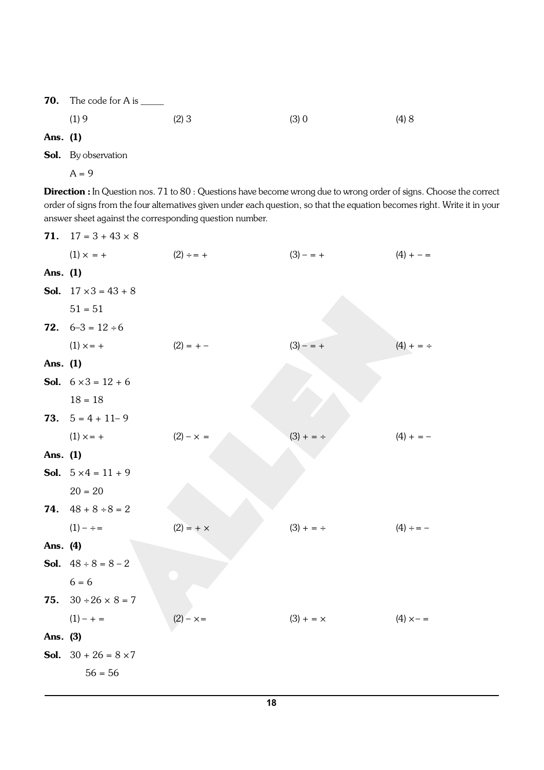**70.** The code for A is _____

(1) 9 (2) 3 (3) 0 (4) 8

**Ans. (1)**

**Sol.** By observation

$A = 9$

**Direction :** In Question nos. 71 to 80 : Questions have become wrong due to wrong order of signs. Choose the correct order of signs from the four alternatives given under each question, so that the equation becomes right. Write it in your answer sheet against the corresponding question number.

**71.** $17 = 3 + 43 \times 8$

(1) $\times = +$ (2) $\div = +$ (3) $- = +$ (4) $+ - =$

**Ans. (1)**

**Sol.** $17 \times 3 = 43 + 8$

$51 = 51$

**72.** $6 - 3 = 12 \div 6$

(1) $\times = +$ (2) $= + -$ (3) $- = +$ (4) $+ = \div$

**Ans. (1)**

**Sol.** $6 \times 3 = 12 + 6$

$18 = 18$

**73.** $5 = 4 + 11 - 9$

(1) $\times = +$ (2) $- \times =$ (3) $+ = \div$ (4) $+ = -$

**Ans. (1)**

**Sol.** $5 \times 4 = 11 + 9$

$20 = 20$

**74.** $48 + 8 \div 8 = 2$

(1) $- \div =$ (2) $= + \times$ (3) $+ = \div$ (4) $\div = -$

**Ans. (4)**

**Sol.** $48 \div 8 = 8 - 2$

$6 = 6$

**75.** $30 \div 26 \times 8 = 7$

(1) $- + =$ (2) $- \times =$ (3) $+ = \times$ (4) $\times - =$

**Ans. (3)**

**Sol.** $30 + 26 = 8 \times 7$

$56 = 56$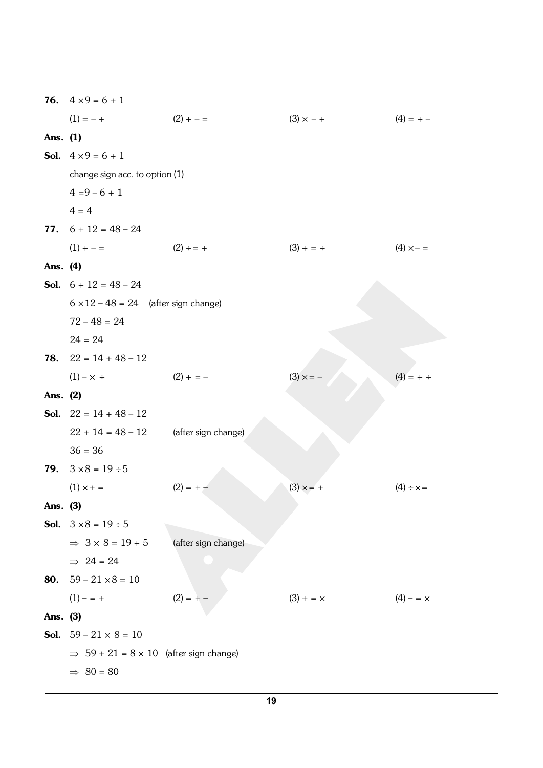**76.** $4 \times 9 = 6 + 1$

(1) $= - +$ (2) $+ - =$ (3) $\times - +$ (4) $= + -$

**Ans. (1)**

**Sol.** $4 \times 9 = 6 + 1$

change sign acc. to option (1)

$4 = 9 - 6 + 1$

$4 = 4$

**77.** $6 + 12 = 48 - 24$

(1) $+ - =$ (2) $\div = +$ (3) $+ = \div$ (4) $\times - =$

**Ans. (4)**

**Sol.** $6 + 12 = 48 - 24$

$6 \times 12 - 48 = 24$ (after sign change)

$72 - 48 = 24$

$24 = 24$

**78.** $22 = 14 + 48 - 12$

(1) $- \times \div$ (2) $+ = -$ (3) $\times = -$ (4) $= + \div$

**Ans. (2)**

**Sol.** $22 = 14 + 48 - 12$

$22 + 14 = 48 - 12$ (after sign change)

$36 = 36$

**79.** $3 \times 8 = 19 \div 5$

(1) $\times + =$ (2) $= + -$ (3) $\times = +$ (4) $\div \times =$

**Ans. (3)**

**Sol.** $3 \times 8 = 19 \div 5$

$\Rightarrow\ 3 \times 8 = 19 + 5$ (after sign change)

$\Rightarrow\ 24 = 24$

**80.** $59 - 21 \times 8 = 10$

(1) $- = +$ (2) $= + -$ (3) $+ = \times$ (4) $- = \times$

**Ans. (3)**

**Sol.** $59 - 21 \times 8 = 10$

$\Rightarrow\ 59 + 21 = 8 \times 10$ (after sign change)

$\Rightarrow\ 80 = 80$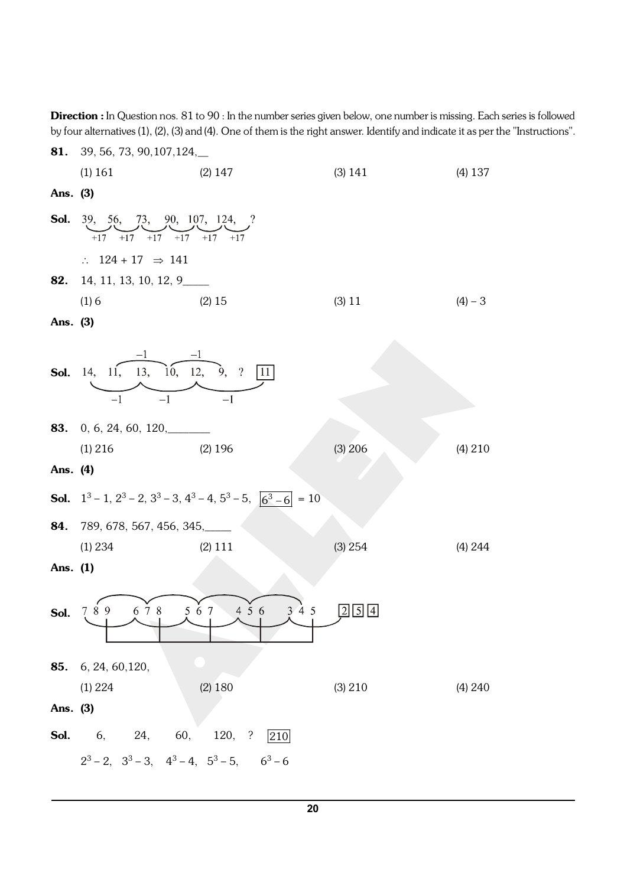**Direction :** In Question nos. 81 to 90 : In the number series given below, one number is missing. Each series is followed by four alternatives (1), (2), (3) and (4). One of them is the right answer. Identify and indicate it as per the "Instructions".

**81.** 39, 56, 73, 90,107,124,__

(1) 161 (2) 147 (3) 141 (4) 137

**Ans. (3)**

**Sol.** 39, 56, 73, 90, 107, 124, ?

+17 +17 +17 +17 +17 +17

$\therefore$ 124 + 17 $\Rightarrow$ 141

**82.** 14, 11, 13, 10, 12, 9____

(1) 6 (2) 15 (3) 11 (4) – 3

**Ans. (3)**

**Sol.** 14, 11, 13, 10, 12, 9, ? [11]

(11 → 10 : –1, 10 → 9 : –1; 14 → 13 : –1, 13 → 12 : –1, 12 → 11 : –1)

**83.** 0, 6, 24, 60, 120,_______

(1) 216 (2) 196 (3) 206 (4) 210

**Ans. (4)**

**Sol.** $1^3 - 1$, $2^3 - 2$, $3^3 - 3$, $4^3 - 4$, $5^3 - 5$, $\boxed{6^3 - 6}$ = 10

**84.** 789, 678, 567, 456, 345,_____

(1) 234 (2) 111 (3) 254 (4) 244

**Ans. (1)**

**Sol.** 7 8 9 6 7 8 5 6 7 4 5 6 3 4 5 [2] [5] [4]

**85.** 6, 24, 60,120,

(1) 224 (2) 180 (3) 210 (4) 240

**Ans. (3)**

**Sol.** 6, 24, 60, 120, ? [210]

$2^3 - 2$, $3^3 - 3$, $4^3 - 4$, $5^3 - 5$, $6^3 - 6$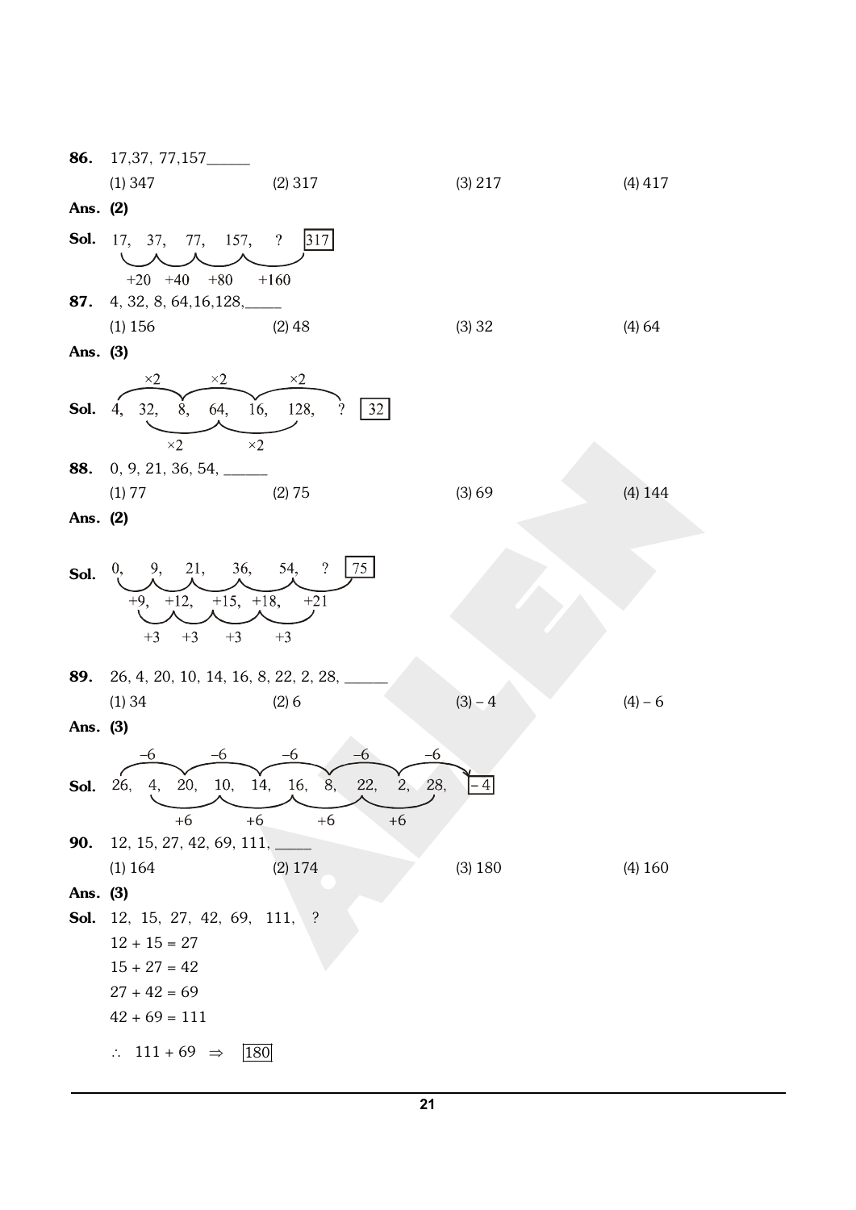**86.** 17,37, 77,157______

(1) 347 (2) 317 (3) 217 (4) 417

**Ans. (2)**

**Sol.** 17, 37, 77, 157, ? [317]

+20 +40 +80 +160

**87.** 4, 32, 8, 64,16,128,_____

(1) 156 (2) 48 (3) 32 (4) 64

**Ans. (3)**

**Sol.** 4, 32, 8, 64, 16, 128, ? [32]

4 → 8 → 16 → ? : ×2, ×2, ×2

32 → 64 → 128 : ×2, ×2

**88.** 0, 9, 21, 36, 54, ______

(1) 77 (2) 75 (3) 69 (4) 144

**Ans. (2)**

**Sol.** 0, 9, 21, 36, 54, ? [75]

+9, +12, +15, +18, +21

+3 +3 +3 +3

**89.** 26, 4, 20, 10, 14, 16, 8, 22, 2, 28, ______

(1) 34 (2) 6 (3) – 4 (4) – 6

**Ans. (3)**

**Sol.** 26, 4, 20, 10, 14, 16, 8, 22, 2, 28, [– 4]

26 → 20 → 14 → 8 → 2 → ? : –6, –6, –6, –6, –6

4 → 10 → 16 → 22 → 28 : +6, +6, +6, +6

**90.** 12, 15, 27, 42, 69, 111, _____

(1) 164 (2) 174 (3) 180 (4) 160

**Ans. (3)**

**Sol.** 12, 15, 27, 42, 69, 111, ?

$12 + 15 = 27$

$15 + 27 = 42$

$27 + 42 = 69$

$42 + 69 = 111$

$\therefore\ 111 + 69 \Rightarrow$ [180]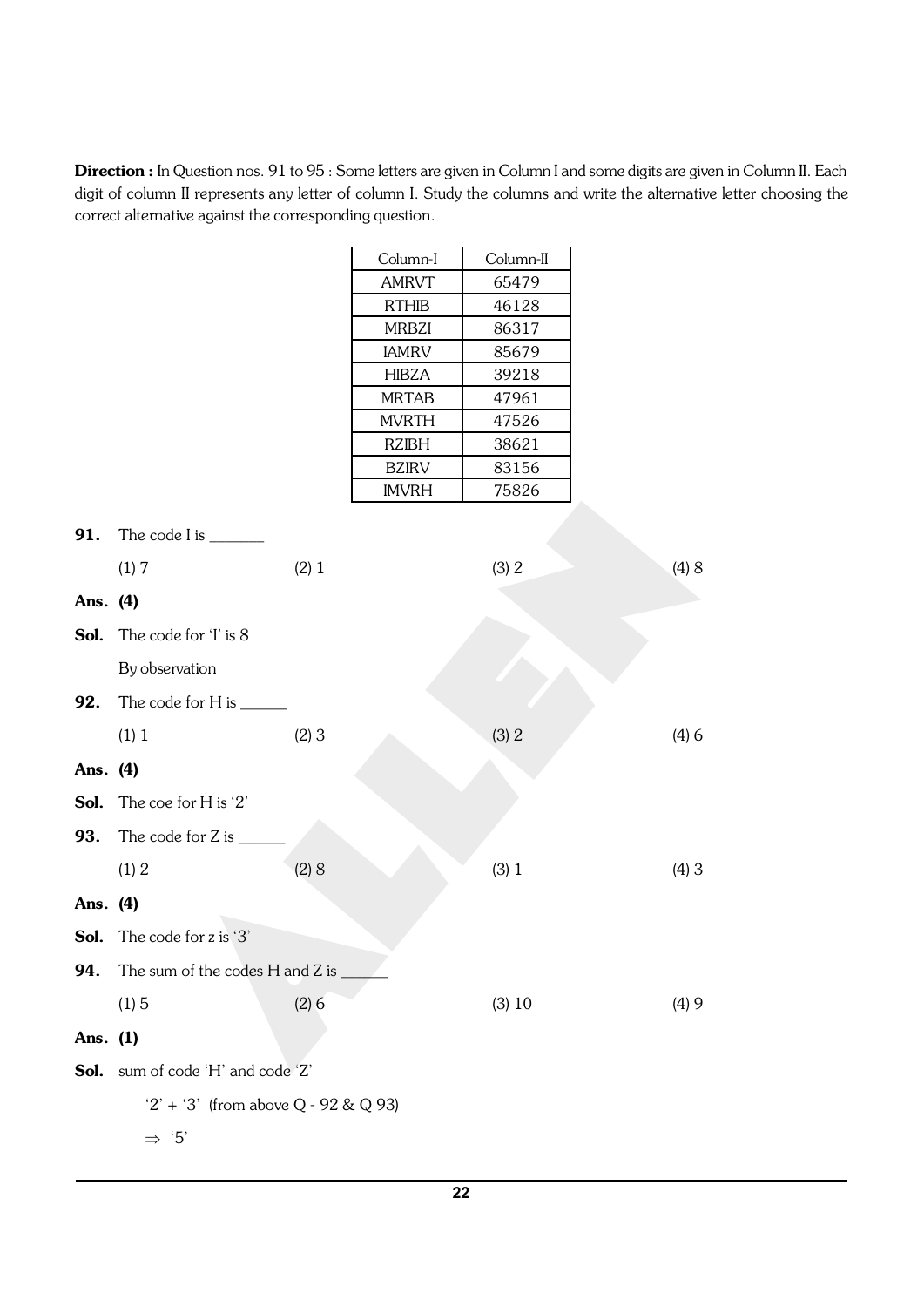**Direction :** In Question nos. 91 to 95 : Some letters are given in Column I and some digits are given in Column II. Each digit of column II represents any letter of column I. Study the columns and write the alternative letter choosing the correct alternative against the corresponding question.

| Column-I | Column-II |
|---|---|
| AMRVT | 65479 |
| RTHIB | 46128 |
| MRBZI | 86317 |
| IAMRV | 85679 |
| HIBZA | 39218 |
| MRTAB | 47961 |
| MVRTH | 47526 |
| RZIBH | 38621 |
| BZIRV | 83156 |
| IMVRH | 75826 |

**91.** The code I is _______

(1) 7 (2) 1 (3) 2 (4) 8

**Ans. (4)**

**Sol.** The code for 'I' is 8

By observation

**92.** The code for H is ______

(1) 1 (2) 3 (3) 2 (4) 6

**Ans. (4)**

**Sol.** The coe for H is '2'

**93.** The code for Z is ______

(1) 2 (2) 8 (3) 1 (4) 3

**Ans. (4)**

**Sol.** The code for z is '3'

**94.** The sum of the codes H and Z is ______

(1) 5 (2) 6 (3) 10 (4) 9

**Ans. (1)**

**Sol.** sum of code 'H' and code 'Z'

'2' + '3' (from above Q - 92 & Q 93)

$\Rightarrow$ '5'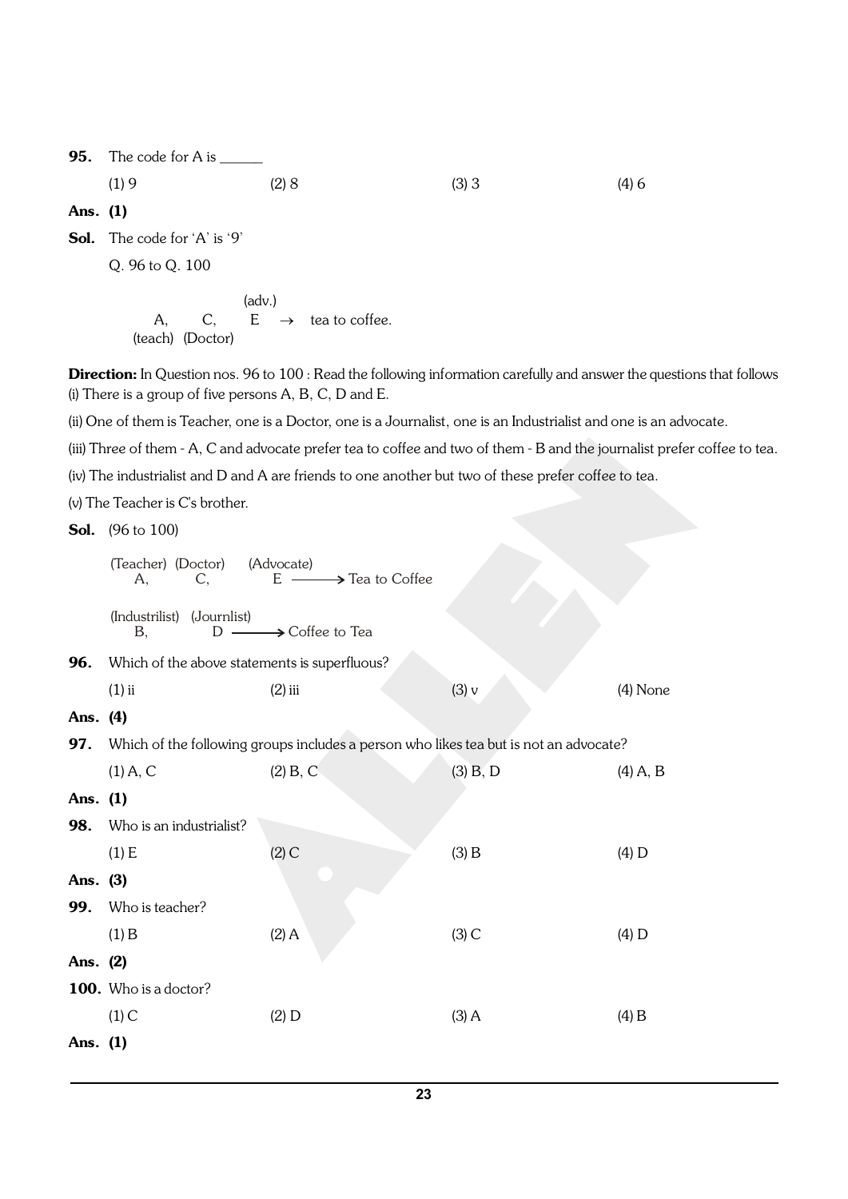**95.** The code for A is ______

(1) 9 (2) 8 (3) 3 (4) 6

**Ans. (1)**

**Sol.** The code for 'A' is '9'

Q. 96 to Q. 100

```
                (adv.)
    A,      C,      E   →   tea to coffee.
 (teach) (Doctor)
```

**Direction:** In Question nos. 96 to 100 : Read the following information carefully and answer the questions that follows

(i) There is a group of five persons A, B, C, D and E.

(ii) One of them is Teacher, one is a Doctor, one is a Journalist, one is an Industrialist and one is an advocate.

(iii) Three of them - A, C and advocate prefer tea to coffee and two of them - B and the journalist prefer coffee to tea.

(iv) The industrialist and D and A are friends to one another but two of these prefer coffee to tea.

(v) The Teacher is C's brother.

**Sol.** (96 to 100)

```
(Teacher) (Doctor)   (Advocate)
    A,       C,          E ———→ Tea to Coffee

(Industrilist)  (Journlist)
    B,              D ———→ Coffee to Tea
```

**96.** Which of the above statements is superfluous?

(1) ii (2) iii (3) v (4) None

**Ans. (4)**

**97.** Which of the following groups includes a person who likes tea but is not an advocate?

(1) A, C (2) B, C (3) B, D (4) A, B

**Ans. (1)**

**98.** Who is an industrialist?

(1) E (2) C (3) B (4) D

**Ans. (3)**

**99.** Who is teacher?

(1) B (2) A (3) C (4) D

**Ans. (2)**

**100.** Who is a doctor?

(1) C (2) D (3) A (4) B

**Ans. (1)**